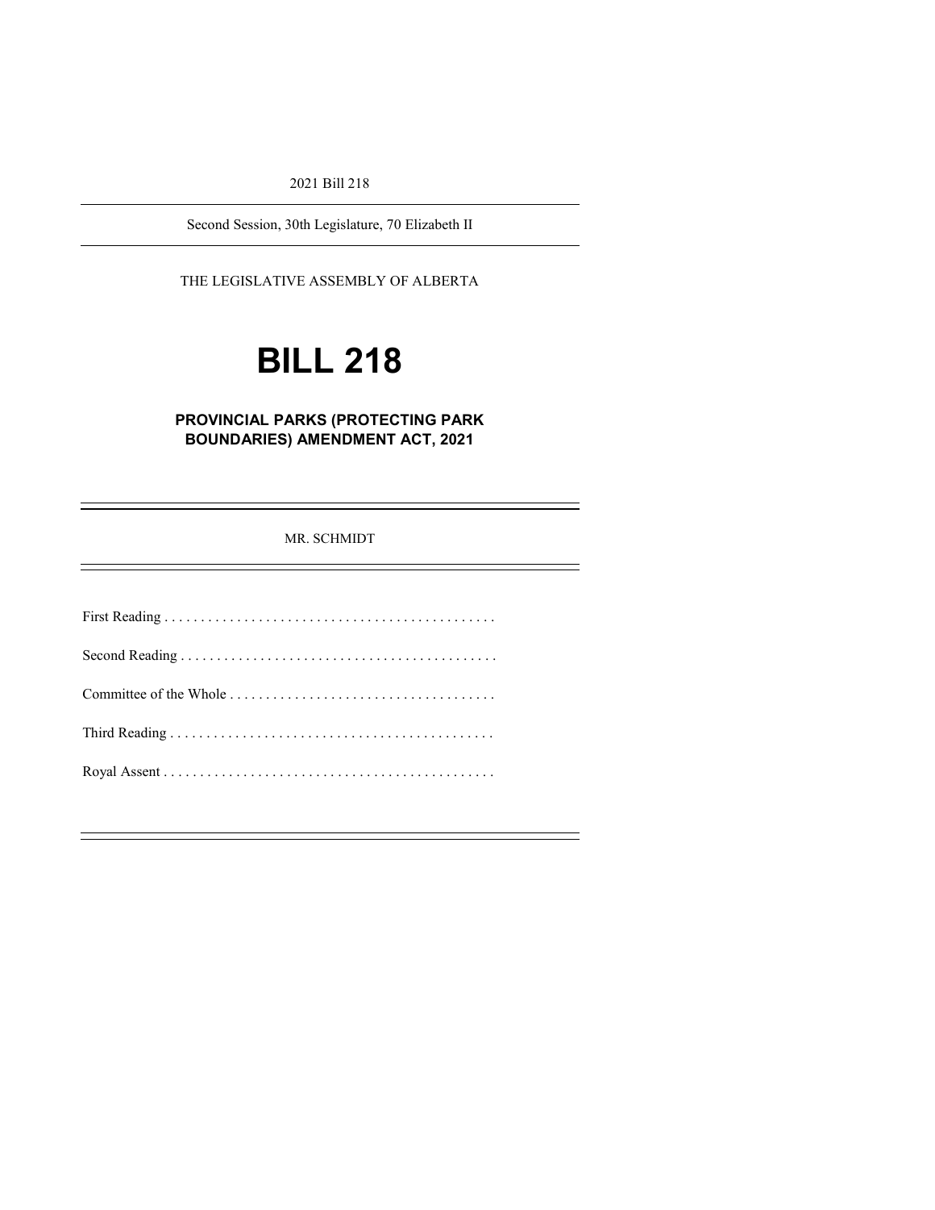2021 Bill 218

Second Session, 30th Legislature, 70 Elizabeth II

THE LEGISLATIVE ASSEMBLY OF ALBERTA

# BILL 218

## PROVINCIAL PARKS (PROTECTING PARK BOUNDARIES) AMENDMENT ACT, 2021

MR. SCHMIDT

First Reading . . . . . . . . . . . . . . . . . . . . . . . . . . . . . . . . . . . . . . . . . . . . . .

Second Reading . . . . . . . . . . . . . . . . . . . . . . . . . . . . . . . . . . . . . . . . . . . .

Committee of the Whole . . . . . . . . . . . . . . . . . . . . . . . . . . . . . . . . . . . . .

Third Reading . . . . . . . . . . . . . . . . . . . . . . . . . . . . . . . . . . . . . . . . . . . . .

Royal Assent . . . . . . . . . . . . . . . . . . . . . . . . . . . . . . . . . . . . . . . . . . . . . .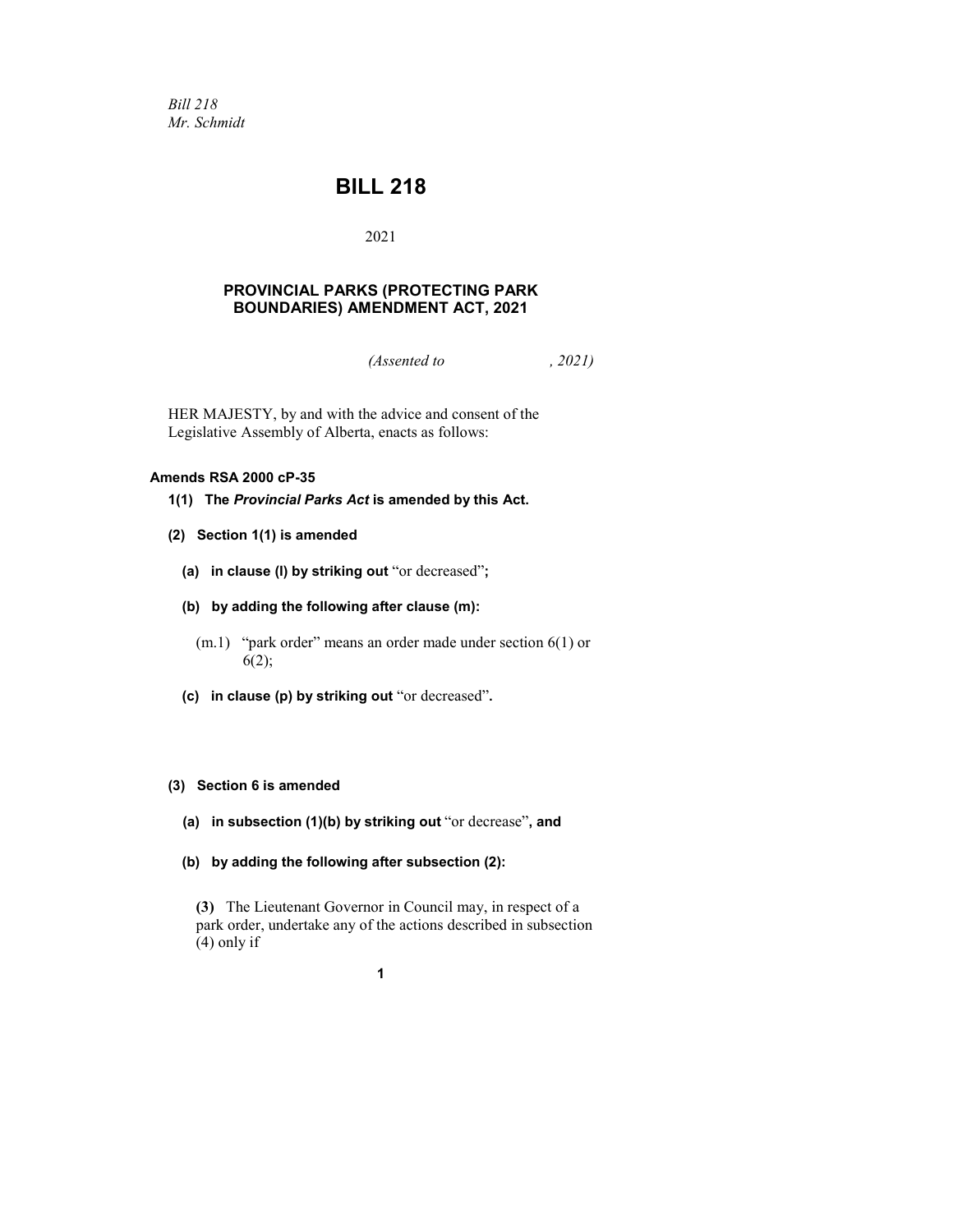*Bill 218*
*Mr. Schmidt*

# BILL 218

2021

## PROVINCIAL PARKS (PROTECTING PARK BOUNDARIES) AMENDMENT ACT, 2021

*(Assented to , 2021)*

HER MAJESTY, by and with the advice and consent of the Legislative Assembly of Alberta, enacts as follows:

**Amends RSA 2000 cP-35**

**1(1) The *Provincial Parks Act* is amended by this Act.**

**(2) Section 1(1) is amended**

**(a) in clause (l) by striking out** "or decreased"**;**

**(b) by adding the following after clause (m):**

(m.1) "park order" means an order made under section 6(1) or 6(2);

**(c) in clause (p) by striking out** "or decreased"**.**

**(3) Section 6 is amended**

**(a) in subsection (1)(b) by striking out** "or decrease"**, and**

**(b) by adding the following after subsection (2):**

**(3)** The Lieutenant Governor in Council may, in respect of a park order, undertake any of the actions described in subsection (4) only if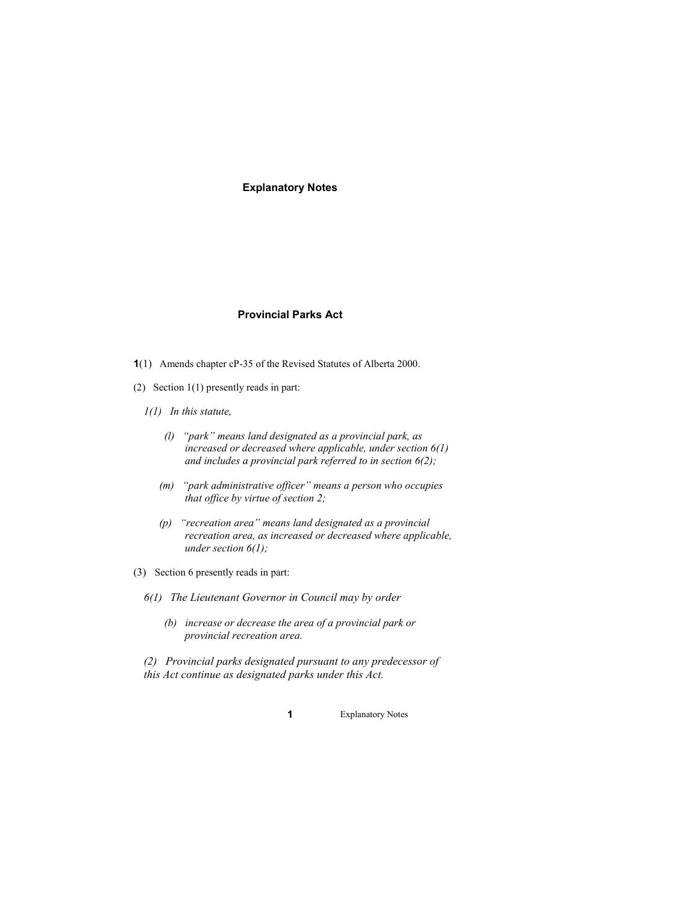## Explanatory Notes

## Provincial Parks Act

**1**(1) Amends chapter cP-35 of the Revised Statutes of Alberta 2000.

(2) Section 1(1) presently reads in part:

*1(1) In this statute,*

> *(l) "park" means land designated as a provincial park, as increased or decreased where applicable, under section 6(1) and includes a provincial park referred to in section 6(2);*
>
> *(m) "park administrative officer" means a person who occupies that office by virtue of section 2;*
>
> *(p) "recreation area" means land designated as a provincial recreation area, as increased or decreased where applicable, under section 6(1);*

(3) Section 6 presently reads in part:

*6(1) The Lieutenant Governor in Council may by order*

> *(b) increase or decrease the area of a provincial park or provincial recreation area.*

*(2) Provincial parks designated pursuant to any predecessor of this Act continue as designated parks under this Act.*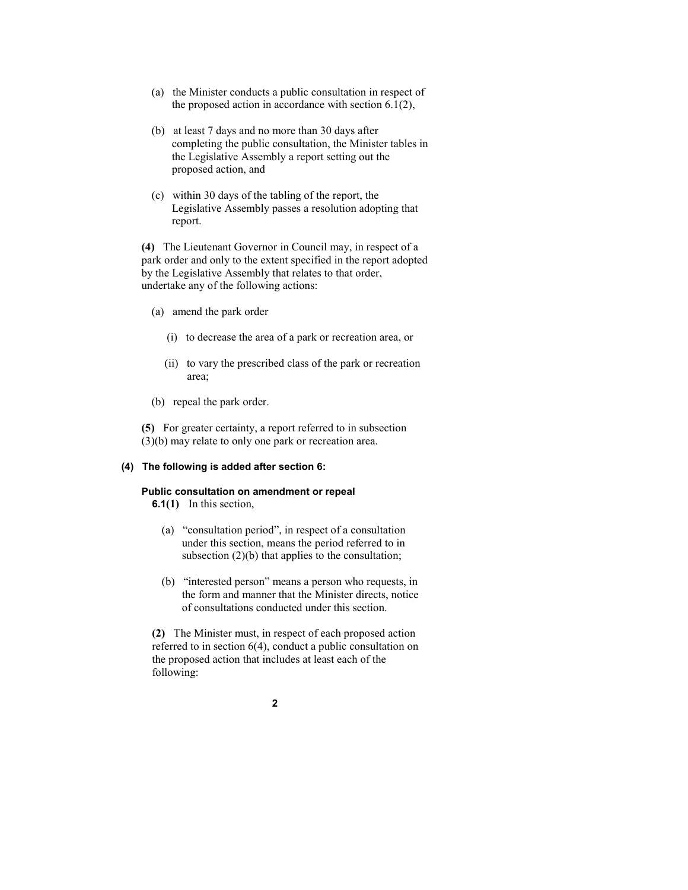(a) the Minister conducts a public consultation in respect of the proposed action in accordance with section 6.1(2),

(b) at least 7 days and no more than 30 days after completing the public consultation, the Minister tables in the Legislative Assembly a report setting out the proposed action, and

(c) within 30 days of the tabling of the report, the Legislative Assembly passes a resolution adopting that report.

**(4)** The Lieutenant Governor in Council may, in respect of a park order and only to the extent specified in the report adopted by the Legislative Assembly that relates to that order, undertake any of the following actions:

(a) amend the park order

(i) to decrease the area of a park or recreation area, or

(ii) to vary the prescribed class of the park or recreation area;

(b) repeal the park order.

**(5)** For greater certainty, a report referred to in subsection (3)(b) may relate to only one park or recreation area.

**(4) The following is added after section 6:**

**Public consultation on amendment or repeal**

**6.1(1)** In this section,

(a) "consultation period", in respect of a consultation under this section, means the period referred to in subsection (2)(b) that applies to the consultation;

(b) "interested person" means a person who requests, in the form and manner that the Minister directs, notice of consultations conducted under this section.

**(2)** The Minister must, in respect of each proposed action referred to in section 6(4), conduct a public consultation on the proposed action that includes at least each of the following: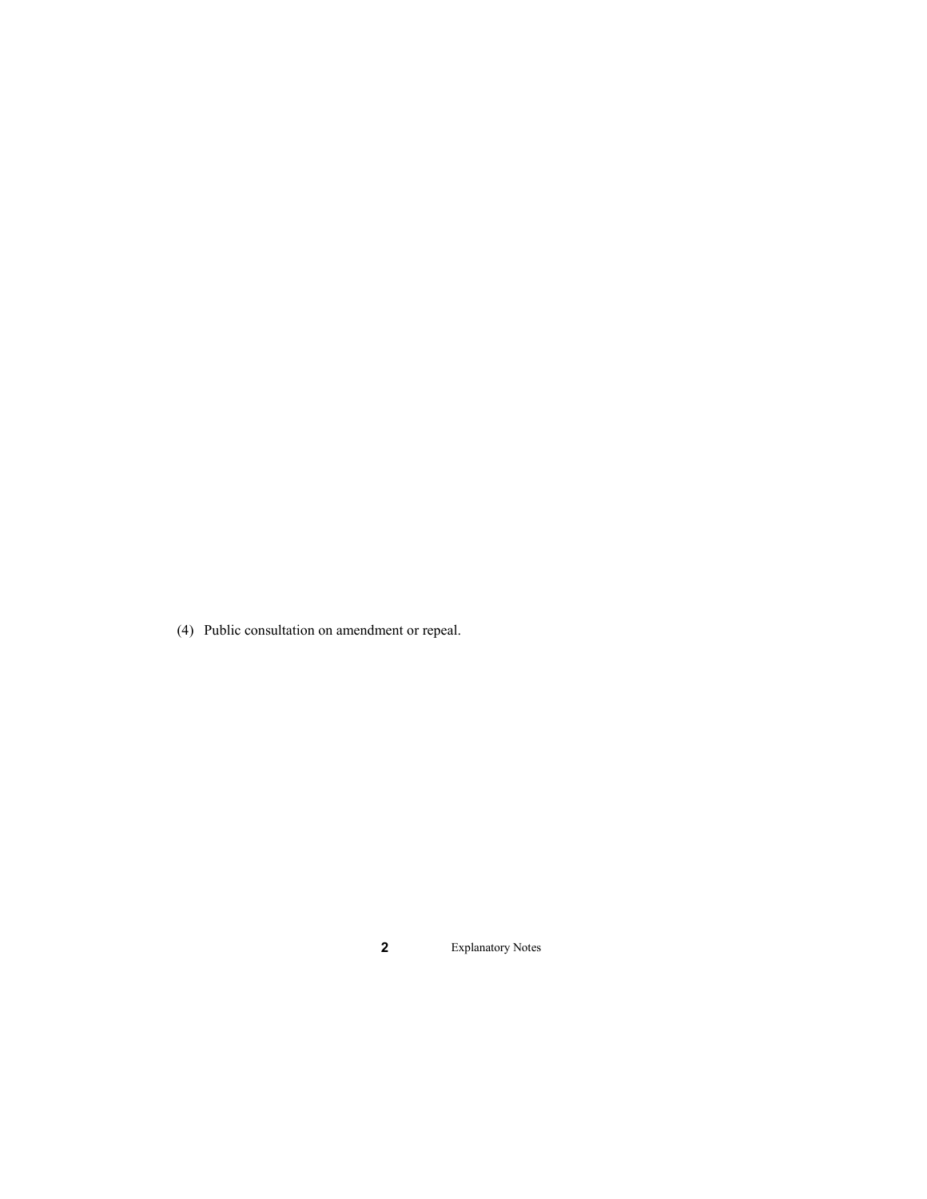(4) Public consultation on amendment or repeal.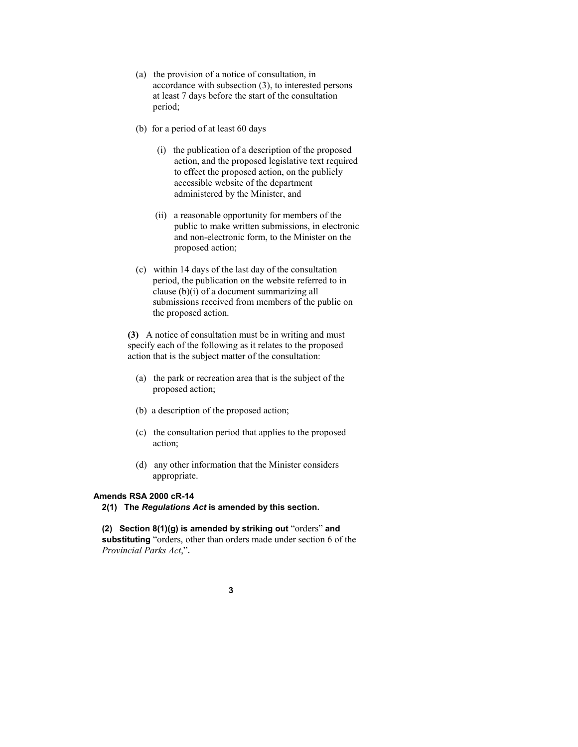(a) the provision of a notice of consultation, in accordance with subsection (3), to interested persons at least 7 days before the start of the consultation period;

(b) for a period of at least 60 days

(i) the publication of a description of the proposed action, and the proposed legislative text required to effect the proposed action, on the publicly accessible website of the department administered by the Minister, and

(ii) a reasonable opportunity for members of the public to make written submissions, in electronic and non-electronic form, to the Minister on the proposed action;

(c) within 14 days of the last day of the consultation period, the publication on the website referred to in clause (b)(i) of a document summarizing all submissions received from members of the public on the proposed action.

**(3)** A notice of consultation must be in writing and must specify each of the following as it relates to the proposed action that is the subject matter of the consultation:

(a) the park or recreation area that is the subject of the proposed action;

(b) a description of the proposed action;

(c) the consultation period that applies to the proposed action;

(d) any other information that the Minister considers appropriate.

**Amends RSA 2000 cR-14**

**2(1) The *Regulations Act* is amended by this section.**

**(2) Section 8(1)(g) is amended by striking out** "orders" **and substituting** "orders, other than orders made under section 6 of the *Provincial Parks Act*,"**.**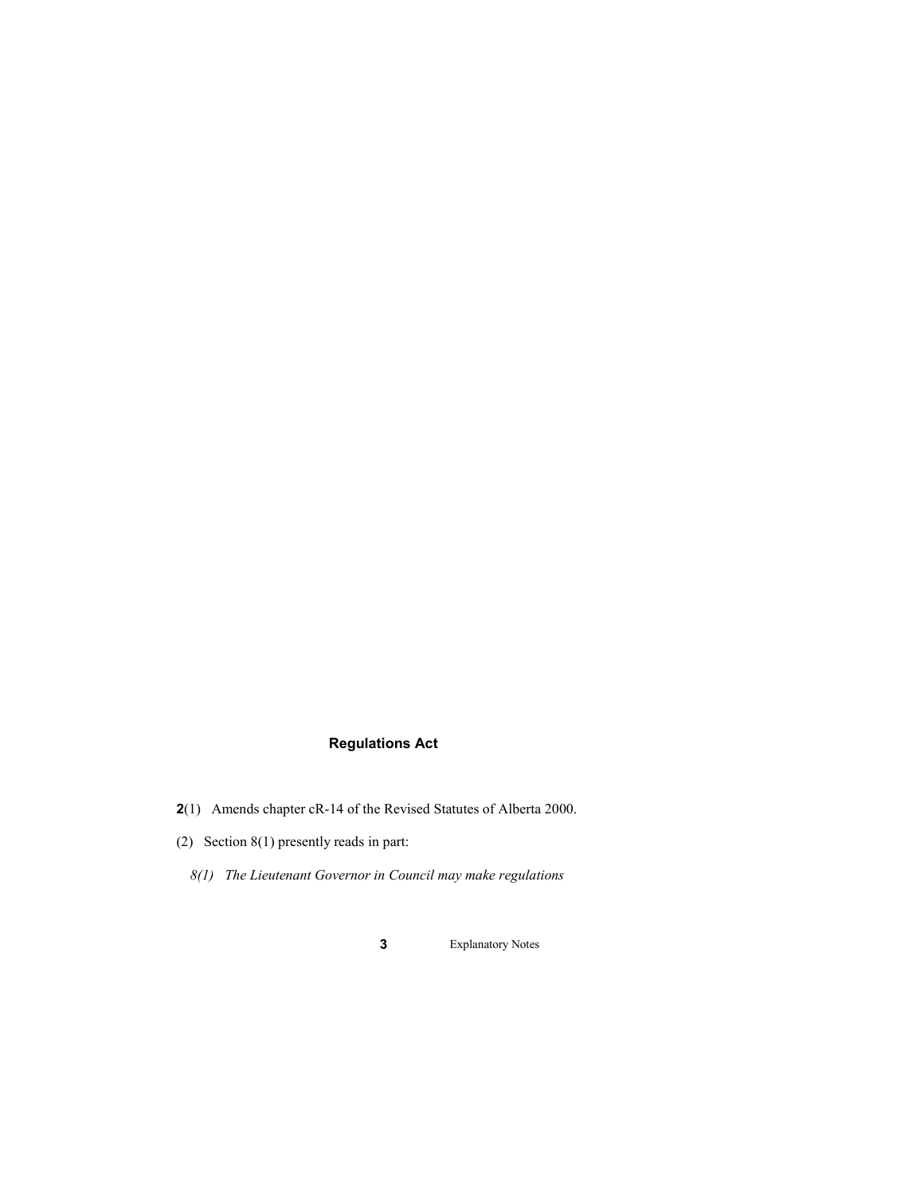### Regulations Act

**2**(1) Amends chapter cR-14 of the Revised Statutes of Alberta 2000.

(2) Section 8(1) presently reads in part:

*8(1) The Lieutenant Governor in Council may make regulations*

Explanatory Notes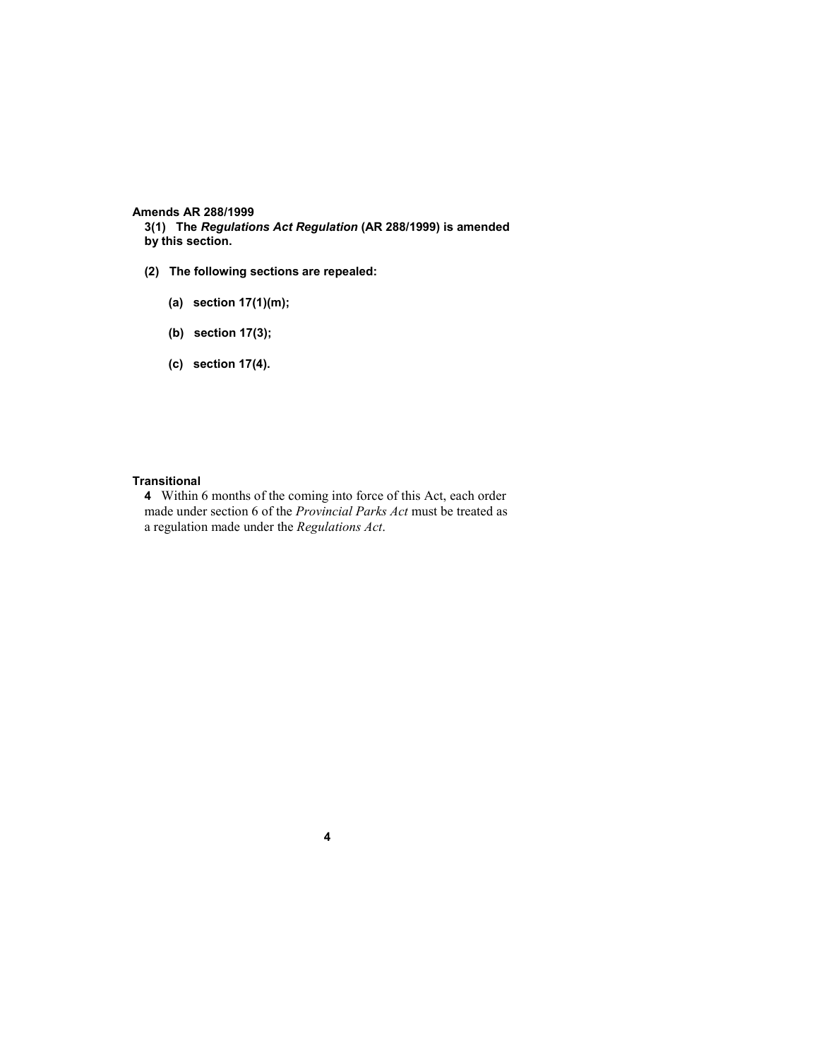**Amends AR 288/1999**

**3(1) The *Regulations Act Regulation* (AR 288/1999) is amended by this section.**

**(2) The following sections are repealed:**

**(a) section 17(1)(m);**

**(b) section 17(3);**

**(c) section 17(4).**

**Transitional**

**4** Within 6 months of the coming into force of this Act, each order made under section 6 of the *Provincial Parks Act* must be treated as a regulation made under the *Regulations Act*.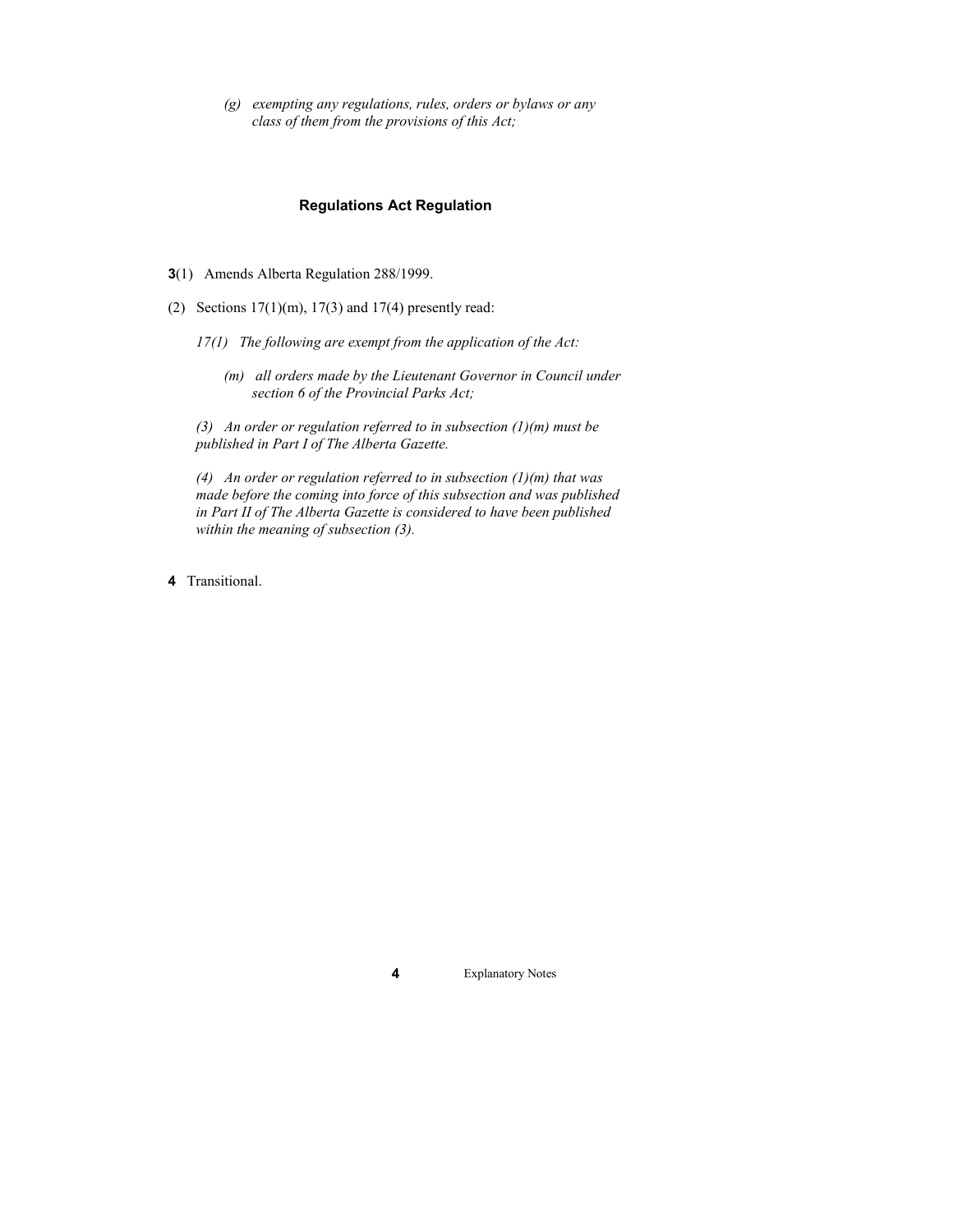*(g) exempting any regulations, rules, orders or bylaws or any class of them from the provisions of this Act;*

### Regulations Act Regulation

**3**(1) Amends Alberta Regulation 288/1999.

(2) Sections 17(1)(m), 17(3) and 17(4) presently read:

*17(1) The following are exempt from the application of the Act:*

*(m) all orders made by the Lieutenant Governor in Council under section 6 of the Provincial Parks Act;*

*(3) An order or regulation referred to in subsection (1)(m) must be published in Part I of The Alberta Gazette.*

*(4) An order or regulation referred to in subsection (1)(m) that was made before the coming into force of this subsection and was published in Part II of The Alberta Gazette is considered to have been published within the meaning of subsection (3).*

**4** Transitional.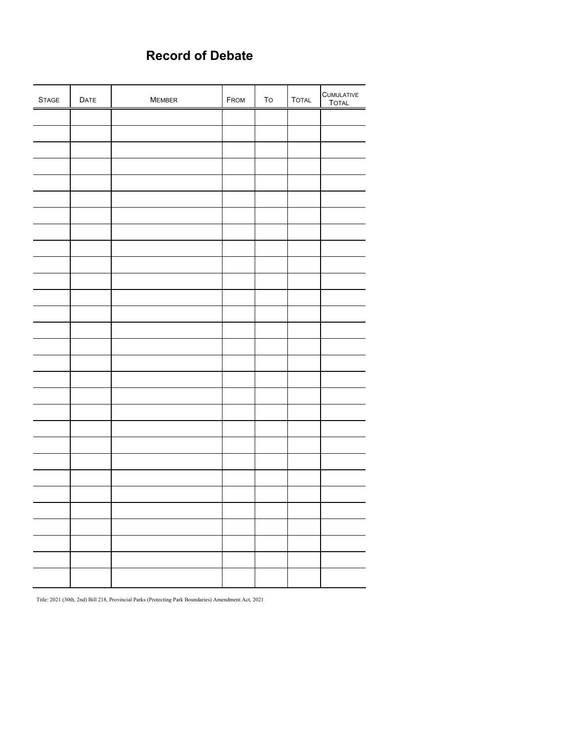# Record of Debate

| Stage | Date | Member | From | To | Total | Cumulative Total |
|---|---|---|---|---|---|---|
| | | | | | | |
| | | | | | | |
| | | | | | | |
| | | | | | | |
| | | | | | | |
| | | | | | | |
| | | | | | | |
| | | | | | | |
| | | | | | | |
| | | | | | | |
| | | | | | | |
| | | | | | | |
| | | | | | | |
| | | | | | | |
| | | | | | | |
| | | | | | | |
| | | | | | | |
| | | | | | | |
| | | | | | | |
| | | | | | | |
| | | | | | | |
| | | | | | | |
| | | | | | | |
| | | | | | | |
| | | | | | | |
| | | | | | | |
| | | | | | | |
| | | | | | | |
| | | | | | | |

Title: 2021 (30th, 2nd) Bill 218, Provincial Parks (Protecting Park Boundaries) Amendment Act, 2021